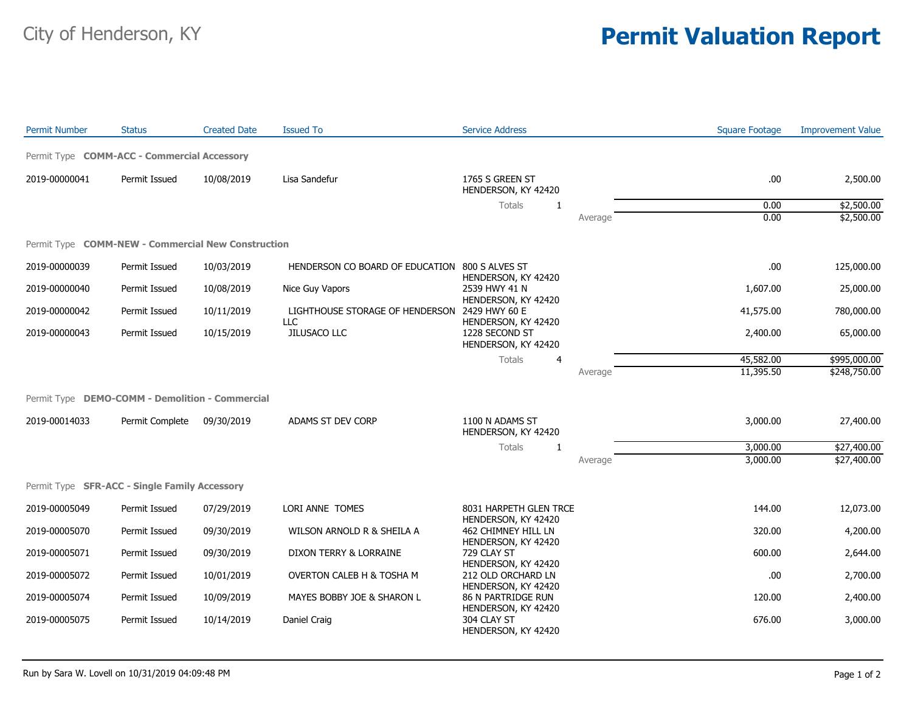City of Henderson, KY

# Permit Valuation Report

| Permit Number | Status | Created Date | Issued To | Service Address | | Square Footage | Improvement Value |
|---|---|---|---|---|---|---|---|
| **Permit Type COMM-ACC - Commercial Accessory** | | | | | | | |
| 2019-00000041 | Permit Issued | 10/08/2019 | Lisa Sandefur | 1765 S GREEN ST HENDERSON, KY 42420 | | .00 | 2,500.00 |
| | | | | Totals 1 | | 0.00 | $2,500.00 |
| | | | | | Average | 0.00 | $2,500.00 |
| **Permit Type COMM-NEW - Commercial New Construction** | | | | | | | |
| 2019-00000039 | Permit Issued | 10/03/2019 | HENDERSON CO BOARD OF EDUCATION | 800 S ALVES ST HENDERSON, KY 42420 | | .00 | 125,000.00 |
| 2019-00000040 | Permit Issued | 10/08/2019 | Nice Guy Vapors | 2539 HWY 41 N HENDERSON, KY 42420 | | 1,607.00 | 25,000.00 |
| 2019-00000042 | Permit Issued | 10/11/2019 | LIGHTHOUSE STORAGE OF HENDERSON LLC | 2429 HWY 60 E HENDERSON, KY 42420 | | 41,575.00 | 780,000.00 |
| 2019-00000043 | Permit Issued | 10/15/2019 | JILUSACO LLC | 1228 SECOND ST HENDERSON, KY 42420 | | 2,400.00 | 65,000.00 |
| | | | | Totals 4 | | 45,582.00 | $995,000.00 |
| | | | | | Average | 11,395.50 | $248,750.00 |
| **Permit Type DEMO-COMM - Demolition - Commercial** | | | | | | | |
| 2019-00014033 | Permit Complete | 09/30/2019 | ADAMS ST DEV CORP | 1100 N ADAMS ST HENDERSON, KY 42420 | | 3,000.00 | 27,400.00 |
| | | | | Totals 1 | | 3,000.00 | $27,400.00 |
| | | | | | Average | 3,000.00 | $27,400.00 |
| **Permit Type SFR-ACC - Single Family Accessory** | | | | | | | |
| 2019-00005049 | Permit Issued | 07/29/2019 | LORI ANNE TOMES | 8031 HARPETH GLEN TRCE HENDERSON, KY 42420 | | 144.00 | 12,073.00 |
| 2019-00005070 | Permit Issued | 09/30/2019 | WILSON ARNOLD R & SHEILA A | 462 CHIMNEY HILL LN HENDERSON, KY 42420 | | 320.00 | 4,200.00 |
| 2019-00005071 | Permit Issued | 09/30/2019 | DIXON TERRY & LORRAINE | 729 CLAY ST HENDERSON, KY 42420 | | 600.00 | 2,644.00 |
| 2019-00005072 | Permit Issued | 10/01/2019 | OVERTON CALEB H & TOSHA M | 212 OLD ORCHARD LN HENDERSON, KY 42420 | | .00 | 2,700.00 |
| 2019-00005074 | Permit Issued | 10/09/2019 | MAYES BOBBY JOE & SHARON L | 86 N PARTRIDGE RUN HENDERSON, KY 42420 | | 120.00 | 2,400.00 |
| 2019-00005075 | Permit Issued | 10/14/2019 | Daniel Craig | 304 CLAY ST HENDERSON, KY 42420 | | 676.00 | 3,000.00 |

Run by Sara W. Lovell on 10/31/2019 04:09:48 PM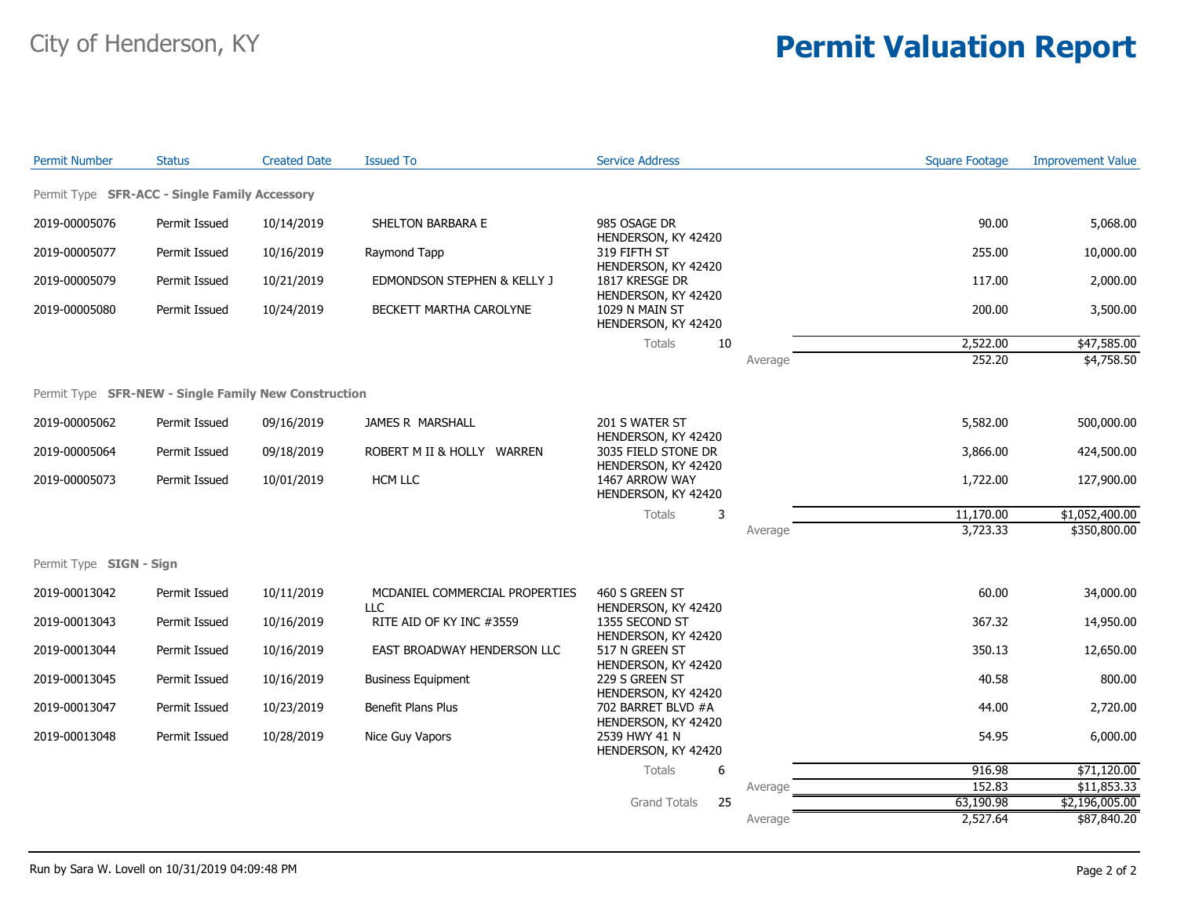City of Henderson, KY

# Permit Valuation Report

| Permit Number | Status | Created Date | Issued To | Service Address | | | Square Footage | Improvement Value |
|---|---|---|---|---|---|---|---|---|
| **Permit Type SFR-ACC - Single Family Accessory** | | | | | | | | |
| 2019-00005076 | Permit Issued | 10/14/2019 | SHELTON BARBARA E | 985 OSAGE DR HENDERSON, KY 42420 | | | 90.00 | 5,068.00 |
| 2019-00005077 | Permit Issued | 10/16/2019 | Raymond Tapp | 319 FIFTH ST HENDERSON, KY 42420 | | | 255.00 | 10,000.00 |
| 2019-00005079 | Permit Issued | 10/21/2019 | EDMONDSON STEPHEN & KELLY J | 1817 KRESGE DR HENDERSON, KY 42420 | | | 117.00 | 2,000.00 |
| 2019-00005080 | Permit Issued | 10/24/2019 | BECKETT MARTHA CAROLYNE | 1029 N MAIN ST HENDERSON, KY 42420 | | | 200.00 | 3,500.00 |
| | | | | Totals | 10 | | 2,522.00 | $47,585.00 |
| | | | | | | Average | 252.20 | $4,758.50 |
| **Permit Type SFR-NEW - Single Family New Construction** | | | | | | | | |
| 2019-00005062 | Permit Issued | 09/16/2019 | JAMES R MARSHALL | 201 S WATER ST HENDERSON, KY 42420 | | | 5,582.00 | 500,000.00 |
| 2019-00005064 | Permit Issued | 09/18/2019 | ROBERT M II & HOLLY WARREN | 3035 FIELD STONE DR HENDERSON, KY 42420 | | | 3,866.00 | 424,500.00 |
| 2019-00005073 | Permit Issued | 10/01/2019 | HCM LLC | 1467 ARROW WAY HENDERSON, KY 42420 | | | 1,722.00 | 127,900.00 |
| | | | | Totals | 3 | | 11,170.00 | $1,052,400.00 |
| | | | | | | Average | 3,723.33 | $350,800.00 |
| **Permit Type SIGN - Sign** | | | | | | | | |
| 2019-00013042 | Permit Issued | 10/11/2019 | MCDANIEL COMMERCIAL PROPERTIES LLC | 460 S GREEN ST HENDERSON, KY 42420 | | | 60.00 | 34,000.00 |
| 2019-00013043 | Permit Issued | 10/16/2019 | RITE AID OF KY INC #3559 | 1355 SECOND ST HENDERSON, KY 42420 | | | 367.32 | 14,950.00 |
| 2019-00013044 | Permit Issued | 10/16/2019 | EAST BROADWAY HENDERSON LLC | 517 N GREEN ST HENDERSON, KY 42420 | | | 350.13 | 12,650.00 |
| 2019-00013045 | Permit Issued | 10/16/2019 | Business Equipment | 229 S GREEN ST HENDERSON, KY 42420 | | | 40.58 | 800.00 |
| 2019-00013047 | Permit Issued | 10/23/2019 | Benefit Plans Plus | 702 BARRET BLVD #A HENDERSON, KY 42420 | | | 44.00 | 2,720.00 |
| 2019-00013048 | Permit Issued | 10/28/2019 | Nice Guy Vapors | 2539 HWY 41 N HENDERSON, KY 42420 | | | 54.95 | 6,000.00 |
| | | | | Totals | 6 | | 916.98 | $71,120.00 |
| | | | | | | Average | 152.83 | $11,853.33 |
| | | | | Grand Totals | 25 | | 63,190.98 | $2,196,005.00 |
| | | | | | | Average | 2,527.64 | $87,840.20 |

Run by Sara W. Lovell on 10/31/2019 04:09:48 PM